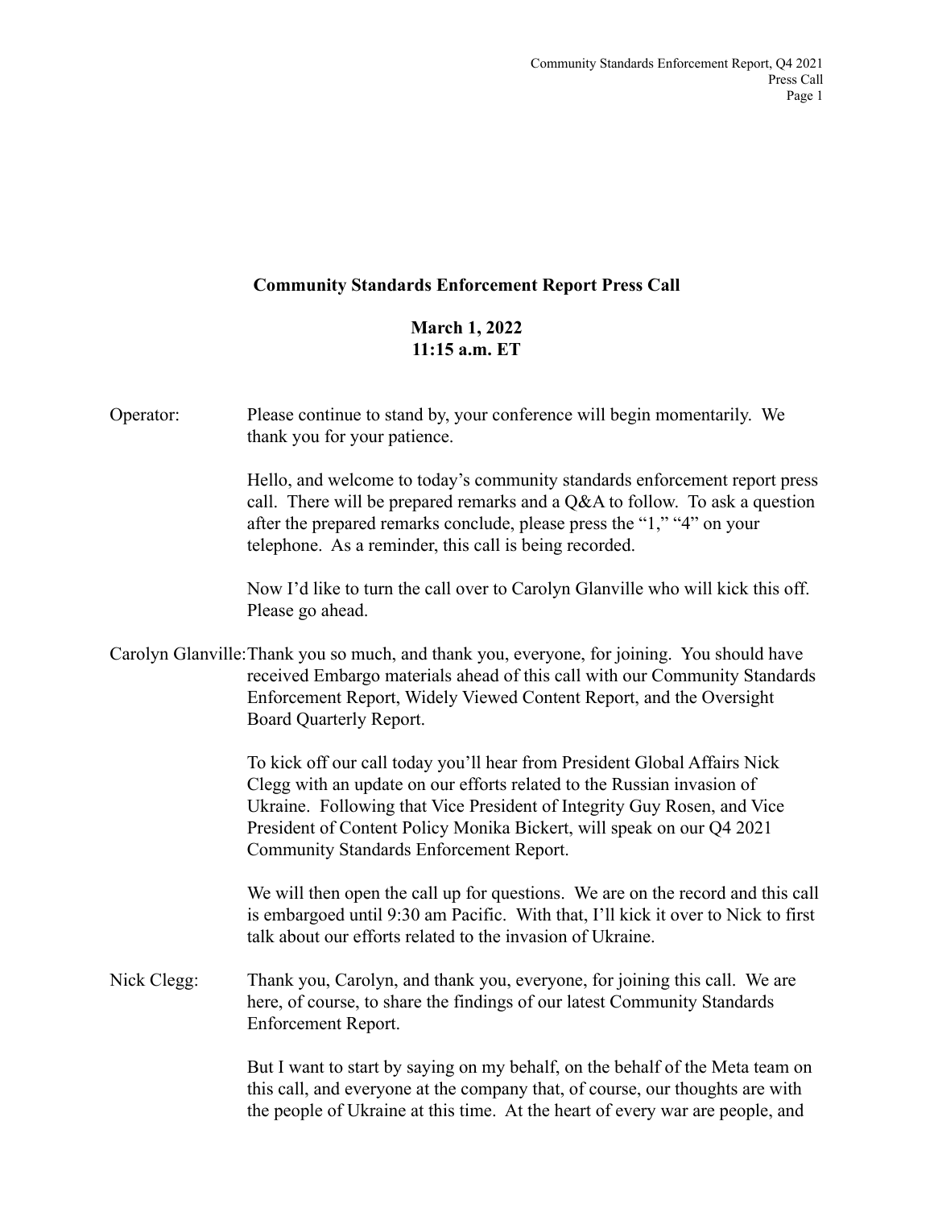**Community Standards Enforcement Report Press Call**

**March 1, 2022**
**11:15 a.m. ET**

Operator: Please continue to stand by, your conference will begin momentarily. We thank you for your patience.

Hello, and welcome to today's community standards enforcement report press call. There will be prepared remarks and a Q&A to follow. To ask a question after the prepared remarks conclude, please press the "1," "4" on your telephone. As a reminder, this call is being recorded.

Now I'd like to turn the call over to Carolyn Glanville who will kick this off. Please go ahead.

Carolyn Glanville: Thank you so much, and thank you, everyone, for joining. You should have received Embargo materials ahead of this call with our Community Standards Enforcement Report, Widely Viewed Content Report, and the Oversight Board Quarterly Report.

To kick off our call today you'll hear from President Global Affairs Nick Clegg with an update on our efforts related to the Russian invasion of Ukraine. Following that Vice President of Integrity Guy Rosen, and Vice President of Content Policy Monika Bickert, will speak on our Q4 2021 Community Standards Enforcement Report.

We will then open the call up for questions. We are on the record and this call is embargoed until 9:30 am Pacific. With that, I'll kick it over to Nick to first talk about our efforts related to the invasion of Ukraine.

Nick Clegg: Thank you, Carolyn, and thank you, everyone, for joining this call. We are here, of course, to share the findings of our latest Community Standards Enforcement Report.

But I want to start by saying on my behalf, on the behalf of the Meta team on this call, and everyone at the company that, of course, our thoughts are with the people of Ukraine at this time. At the heart of every war are people, and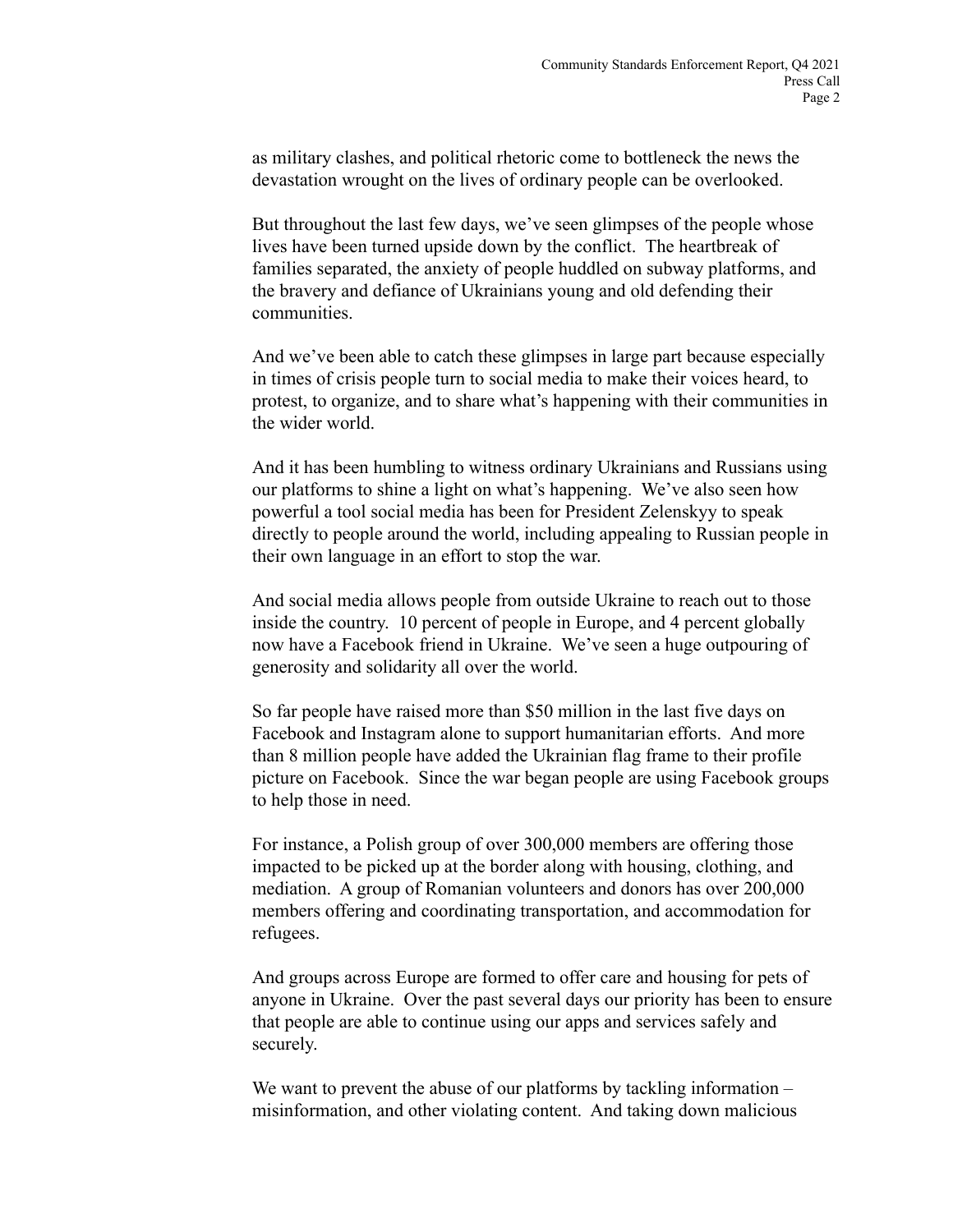as military clashes, and political rhetoric come to bottleneck the news the devastation wrought on the lives of ordinary people can be overlooked.

But throughout the last few days, we've seen glimpses of the people whose lives have been turned upside down by the conflict. The heartbreak of families separated, the anxiety of people huddled on subway platforms, and the bravery and defiance of Ukrainians young and old defending their communities.

And we've been able to catch these glimpses in large part because especially in times of crisis people turn to social media to make their voices heard, to protest, to organize, and to share what's happening with their communities in the wider world.

And it has been humbling to witness ordinary Ukrainians and Russians using our platforms to shine a light on what's happening. We've also seen how powerful a tool social media has been for President Zelenskyy to speak directly to people around the world, including appealing to Russian people in their own language in an effort to stop the war.

And social media allows people from outside Ukraine to reach out to those inside the country. 10 percent of people in Europe, and 4 percent globally now have a Facebook friend in Ukraine. We've seen a huge outpouring of generosity and solidarity all over the world.

So far people have raised more than $50 million in the last five days on Facebook and Instagram alone to support humanitarian efforts. And more than 8 million people have added the Ukrainian flag frame to their profile picture on Facebook. Since the war began people are using Facebook groups to help those in need.

For instance, a Polish group of over 300,000 members are offering those impacted to be picked up at the border along with housing, clothing, and mediation. A group of Romanian volunteers and donors has over 200,000 members offering and coordinating transportation, and accommodation for refugees.

And groups across Europe are formed to offer care and housing for pets of anyone in Ukraine. Over the past several days our priority has been to ensure that people are able to continue using our apps and services safely and securely.

We want to prevent the abuse of our platforms by tackling information – misinformation, and other violating content. And taking down malicious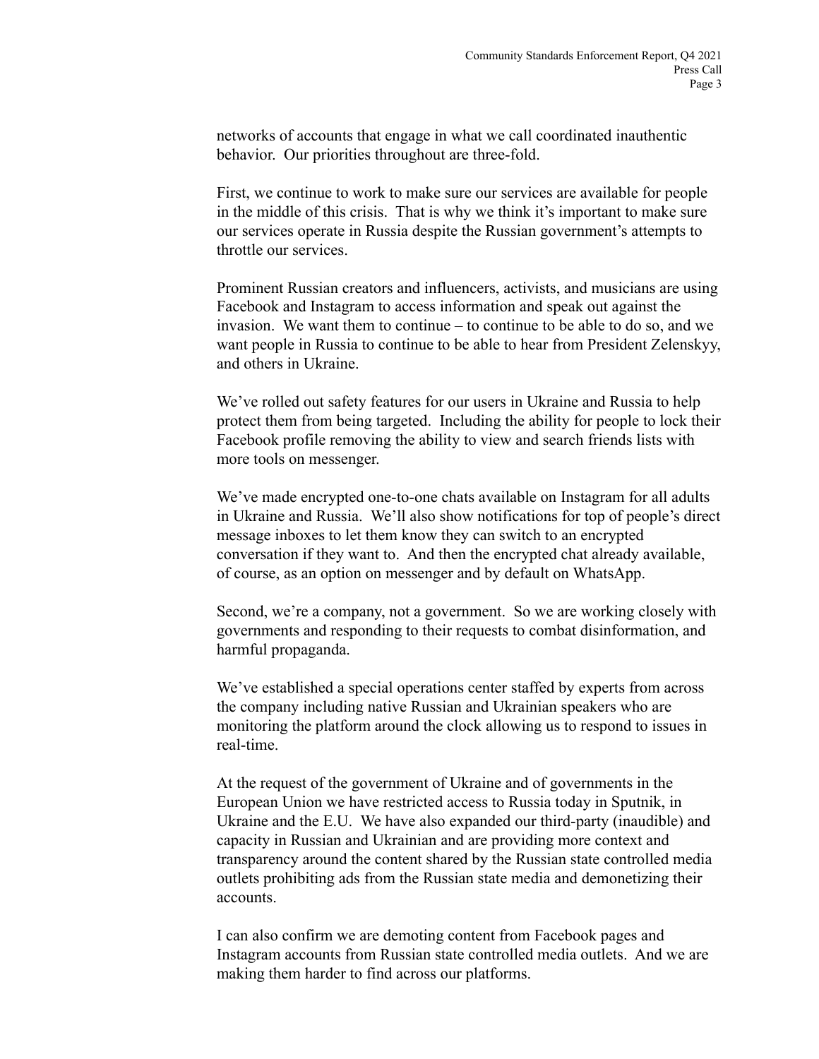networks of accounts that engage in what we call coordinated inauthentic behavior. Our priorities throughout are three-fold.

First, we continue to work to make sure our services are available for people in the middle of this crisis. That is why we think it's important to make sure our services operate in Russia despite the Russian government's attempts to throttle our services.

Prominent Russian creators and influencers, activists, and musicians are using Facebook and Instagram to access information and speak out against the invasion. We want them to continue – to continue to be able to do so, and we want people in Russia to continue to be able to hear from President Zelenskyy, and others in Ukraine.

We've rolled out safety features for our users in Ukraine and Russia to help protect them from being targeted. Including the ability for people to lock their Facebook profile removing the ability to view and search friends lists with more tools on messenger.

We've made encrypted one-to-one chats available on Instagram for all adults in Ukraine and Russia. We'll also show notifications for top of people's direct message inboxes to let them know they can switch to an encrypted conversation if they want to. And then the encrypted chat already available, of course, as an option on messenger and by default on WhatsApp.

Second, we're a company, not a government. So we are working closely with governments and responding to their requests to combat disinformation, and harmful propaganda.

We've established a special operations center staffed by experts from across the company including native Russian and Ukrainian speakers who are monitoring the platform around the clock allowing us to respond to issues in real-time.

At the request of the government of Ukraine and of governments in the European Union we have restricted access to Russia today in Sputnik, in Ukraine and the E.U. We have also expanded our third-party (inaudible) and capacity in Russian and Ukrainian and are providing more context and transparency around the content shared by the Russian state controlled media outlets prohibiting ads from the Russian state media and demonetizing their accounts.

I can also confirm we are demoting content from Facebook pages and Instagram accounts from Russian state controlled media outlets. And we are making them harder to find across our platforms.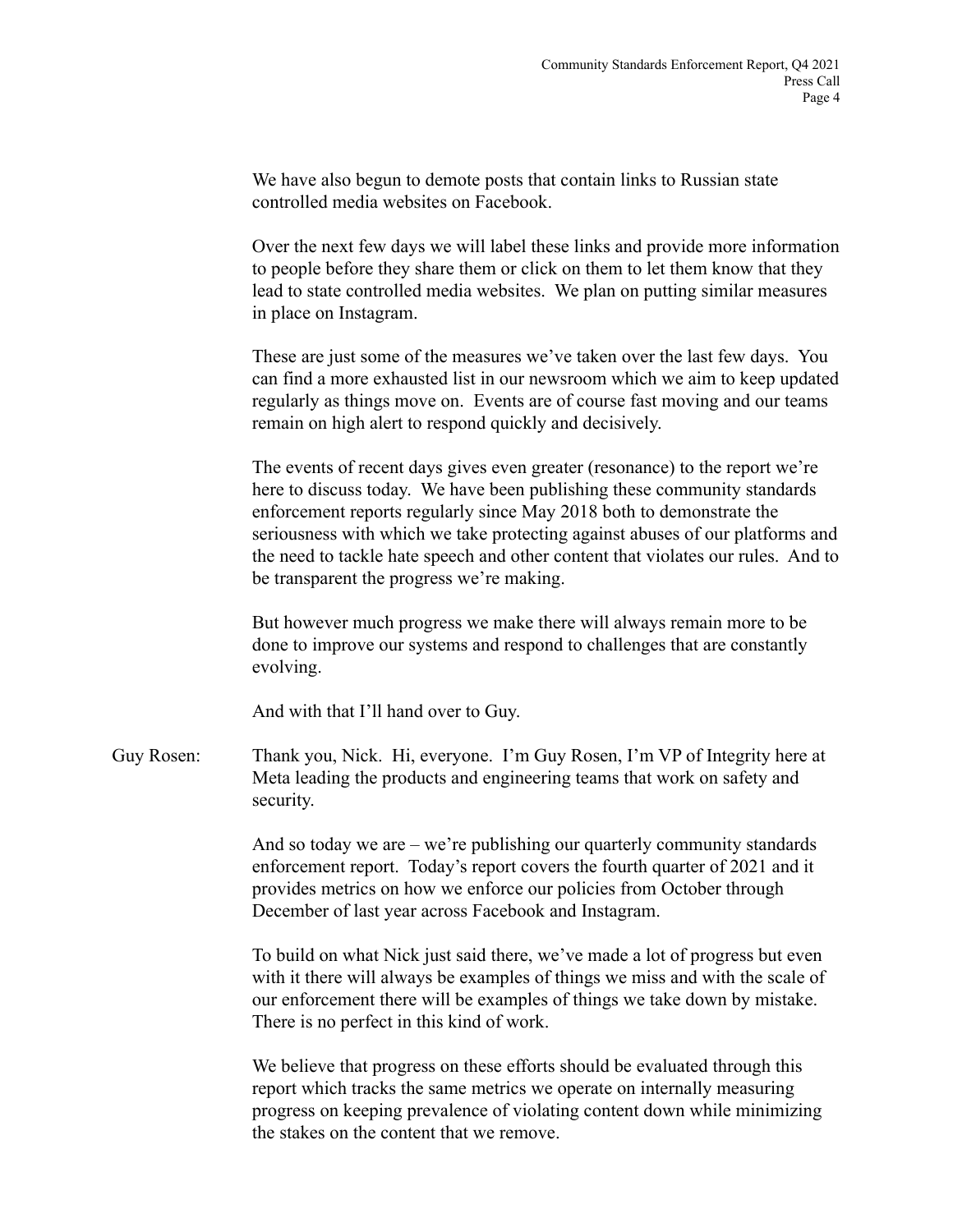We have also begun to demote posts that contain links to Russian state controlled media websites on Facebook.

Over the next few days we will label these links and provide more information to people before they share them or click on them to let them know that they lead to state controlled media websites. We plan on putting similar measures in place on Instagram.

These are just some of the measures we've taken over the last few days. You can find a more exhausted list in our newsroom which we aim to keep updated regularly as things move on. Events are of course fast moving and our teams remain on high alert to respond quickly and decisively.

The events of recent days gives even greater (resonance) to the report we're here to discuss today. We have been publishing these community standards enforcement reports regularly since May 2018 both to demonstrate the seriousness with which we take protecting against abuses of our platforms and the need to tackle hate speech and other content that violates our rules. And to be transparent the progress we're making.

But however much progress we make there will always remain more to be done to improve our systems and respond to challenges that are constantly evolving.

And with that I'll hand over to Guy.

Guy Rosen: Thank you, Nick. Hi, everyone. I'm Guy Rosen, I'm VP of Integrity here at Meta leading the products and engineering teams that work on safety and security.

And so today we are – we're publishing our quarterly community standards enforcement report. Today's report covers the fourth quarter of 2021 and it provides metrics on how we enforce our policies from October through December of last year across Facebook and Instagram.

To build on what Nick just said there, we've made a lot of progress but even with it there will always be examples of things we miss and with the scale of our enforcement there will be examples of things we take down by mistake. There is no perfect in this kind of work.

We believe that progress on these efforts should be evaluated through this report which tracks the same metrics we operate on internally measuring progress on keeping prevalence of violating content down while minimizing the stakes on the content that we remove.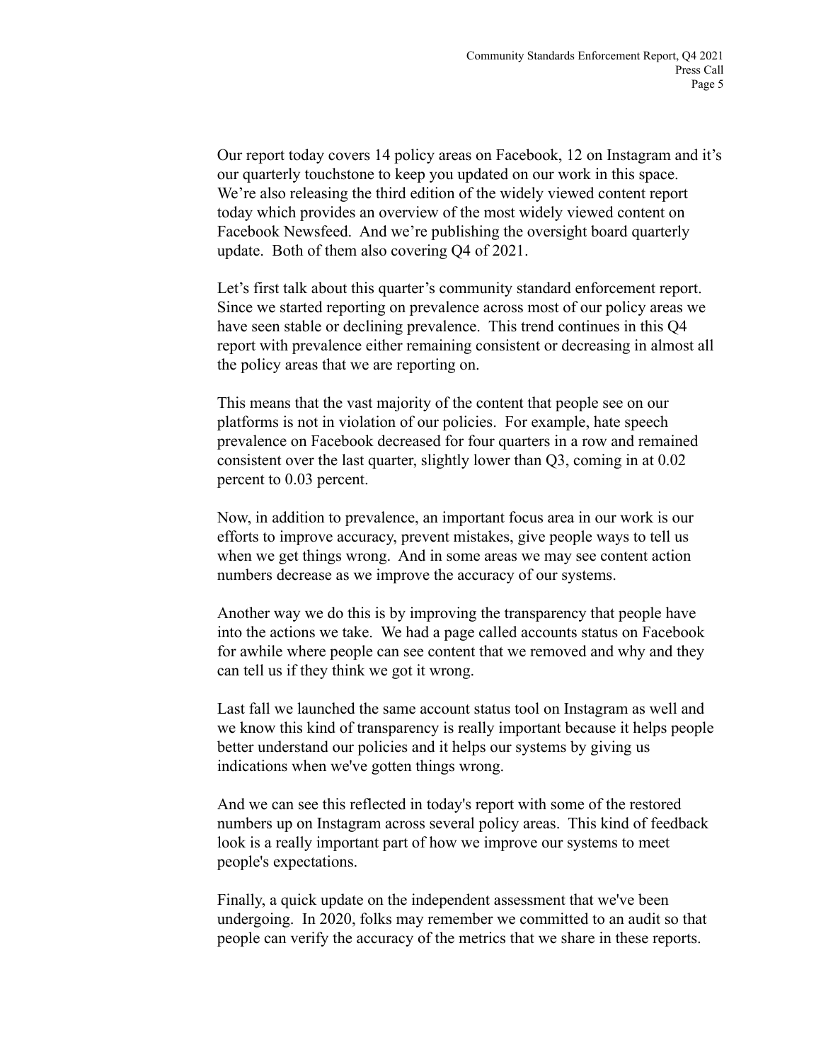Our report today covers 14 policy areas on Facebook, 12 on Instagram and it's our quarterly touchstone to keep you updated on our work in this space. We're also releasing the third edition of the widely viewed content report today which provides an overview of the most widely viewed content on Facebook Newsfeed. And we're publishing the oversight board quarterly update. Both of them also covering Q4 of 2021.

Let's first talk about this quarter's community standard enforcement report. Since we started reporting on prevalence across most of our policy areas we have seen stable or declining prevalence. This trend continues in this Q4 report with prevalence either remaining consistent or decreasing in almost all the policy areas that we are reporting on.

This means that the vast majority of the content that people see on our platforms is not in violation of our policies. For example, hate speech prevalence on Facebook decreased for four quarters in a row and remained consistent over the last quarter, slightly lower than Q3, coming in at 0.02 percent to 0.03 percent.

Now, in addition to prevalence, an important focus area in our work is our efforts to improve accuracy, prevent mistakes, give people ways to tell us when we get things wrong. And in some areas we may see content action numbers decrease as we improve the accuracy of our systems.

Another way we do this is by improving the transparency that people have into the actions we take. We had a page called accounts status on Facebook for awhile where people can see content that we removed and why and they can tell us if they think we got it wrong.

Last fall we launched the same account status tool on Instagram as well and we know this kind of transparency is really important because it helps people better understand our policies and it helps our systems by giving us indications when we've gotten things wrong.

And we can see this reflected in today's report with some of the restored numbers up on Instagram across several policy areas. This kind of feedback look is a really important part of how we improve our systems to meet people's expectations.

Finally, a quick update on the independent assessment that we've been undergoing. In 2020, folks may remember we committed to an audit so that people can verify the accuracy of the metrics that we share in these reports.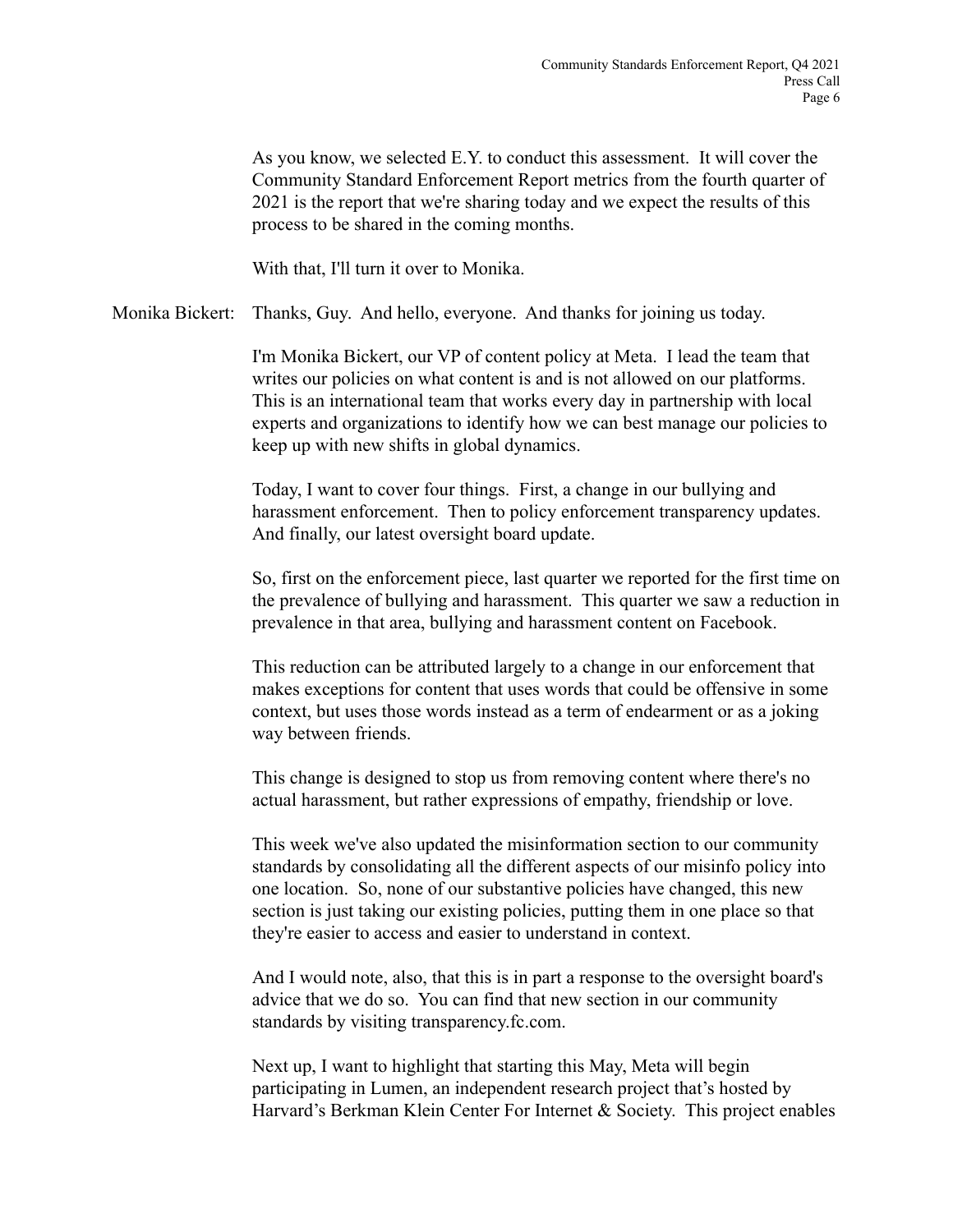As you know, we selected E.Y. to conduct this assessment. It will cover the Community Standard Enforcement Report metrics from the fourth quarter of 2021 is the report that we're sharing today and we expect the results of this process to be shared in the coming months.

With that, I'll turn it over to Monika.

Monika Bickert: Thanks, Guy. And hello, everyone. And thanks for joining us today.

I'm Monika Bickert, our VP of content policy at Meta. I lead the team that writes our policies on what content is and is not allowed on our platforms. This is an international team that works every day in partnership with local experts and organizations to identify how we can best manage our policies to keep up with new shifts in global dynamics.

Today, I want to cover four things. First, a change in our bullying and harassment enforcement. Then to policy enforcement transparency updates. And finally, our latest oversight board update.

So, first on the enforcement piece, last quarter we reported for the first time on the prevalence of bullying and harassment. This quarter we saw a reduction in prevalence in that area, bullying and harassment content on Facebook.

This reduction can be attributed largely to a change in our enforcement that makes exceptions for content that uses words that could be offensive in some context, but uses those words instead as a term of endearment or as a joking way between friends.

This change is designed to stop us from removing content where there's no actual harassment, but rather expressions of empathy, friendship or love.

This week we've also updated the misinformation section to our community standards by consolidating all the different aspects of our misinfo policy into one location. So, none of our substantive policies have changed, this new section is just taking our existing policies, putting them in one place so that they're easier to access and easier to understand in context.

And I would note, also, that this is in part a response to the oversight board's advice that we do so. You can find that new section in our community standards by visiting transparency.fc.com.

Next up, I want to highlight that starting this May, Meta will begin participating in Lumen, an independent research project that's hosted by Harvard's Berkman Klein Center For Internet & Society. This project enables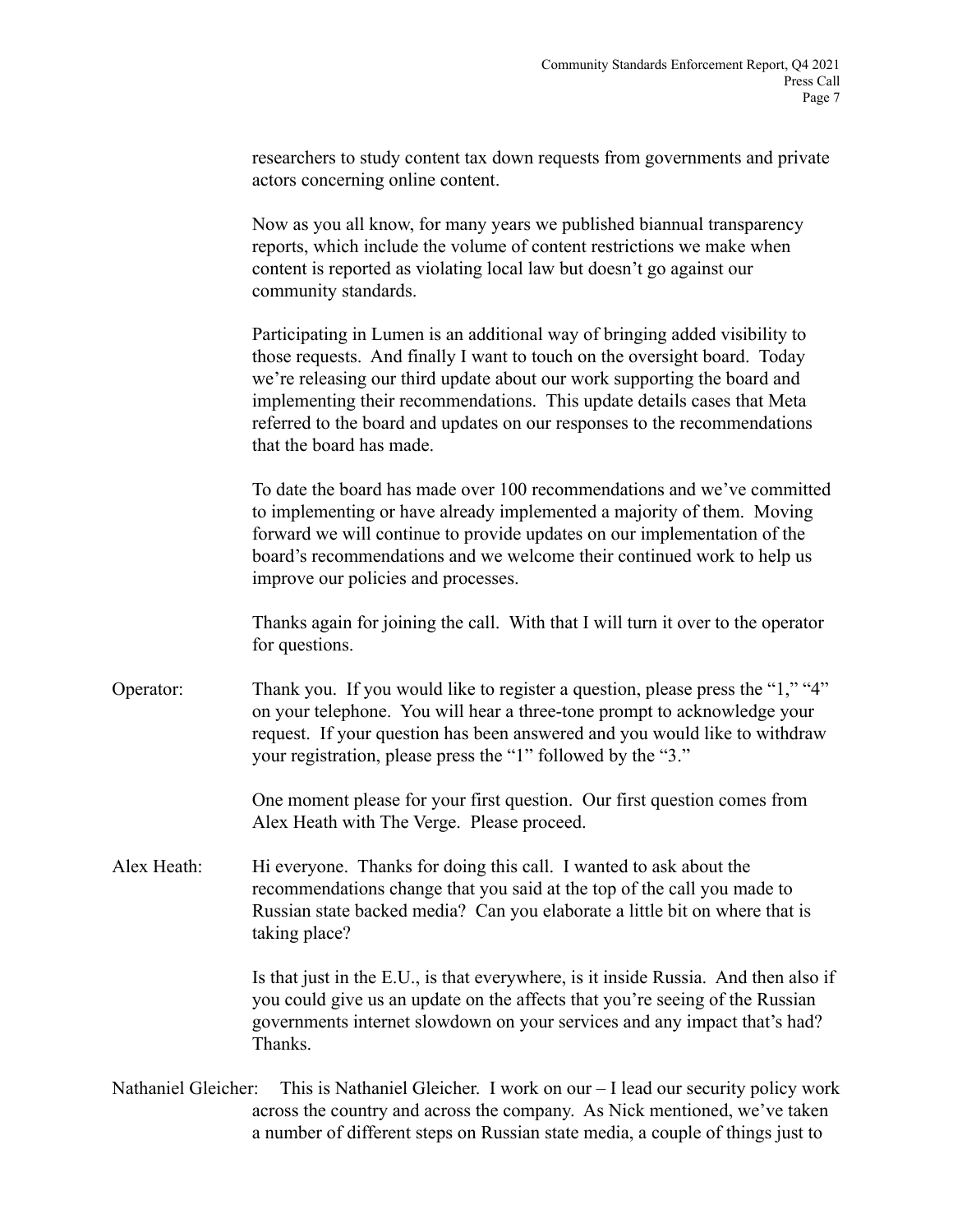researchers to study content tax down requests from governments and private actors concerning online content.

Now as you all know, for many years we published biannual transparency reports, which include the volume of content restrictions we make when content is reported as violating local law but doesn't go against our community standards.

Participating in Lumen is an additional way of bringing added visibility to those requests. And finally I want to touch on the oversight board. Today we're releasing our third update about our work supporting the board and implementing their recommendations. This update details cases that Meta referred to the board and updates on our responses to the recommendations that the board has made.

To date the board has made over 100 recommendations and we've committed to implementing or have already implemented a majority of them. Moving forward we will continue to provide updates on our implementation of the board's recommendations and we welcome their continued work to help us improve our policies and processes.

Thanks again for joining the call. With that I will turn it over to the operator for questions.

Operator: Thank you. If you would like to register a question, please press the "1," "4" on your telephone. You will hear a three-tone prompt to acknowledge your request. If your question has been answered and you would like to withdraw your registration, please press the "1" followed by the "3."

One moment please for your first question. Our first question comes from Alex Heath with The Verge. Please proceed.

Alex Heath: Hi everyone. Thanks for doing this call. I wanted to ask about the recommendations change that you said at the top of the call you made to Russian state backed media? Can you elaborate a little bit on where that is taking place?

Is that just in the E.U., is that everywhere, is it inside Russia. And then also if you could give us an update on the affects that you're seeing of the Russian governments internet slowdown on your services and any impact that's had? Thanks.

Nathaniel Gleicher: This is Nathaniel Gleicher. I work on our – I lead our security policy work across the country and across the company. As Nick mentioned, we've taken a number of different steps on Russian state media, a couple of things just to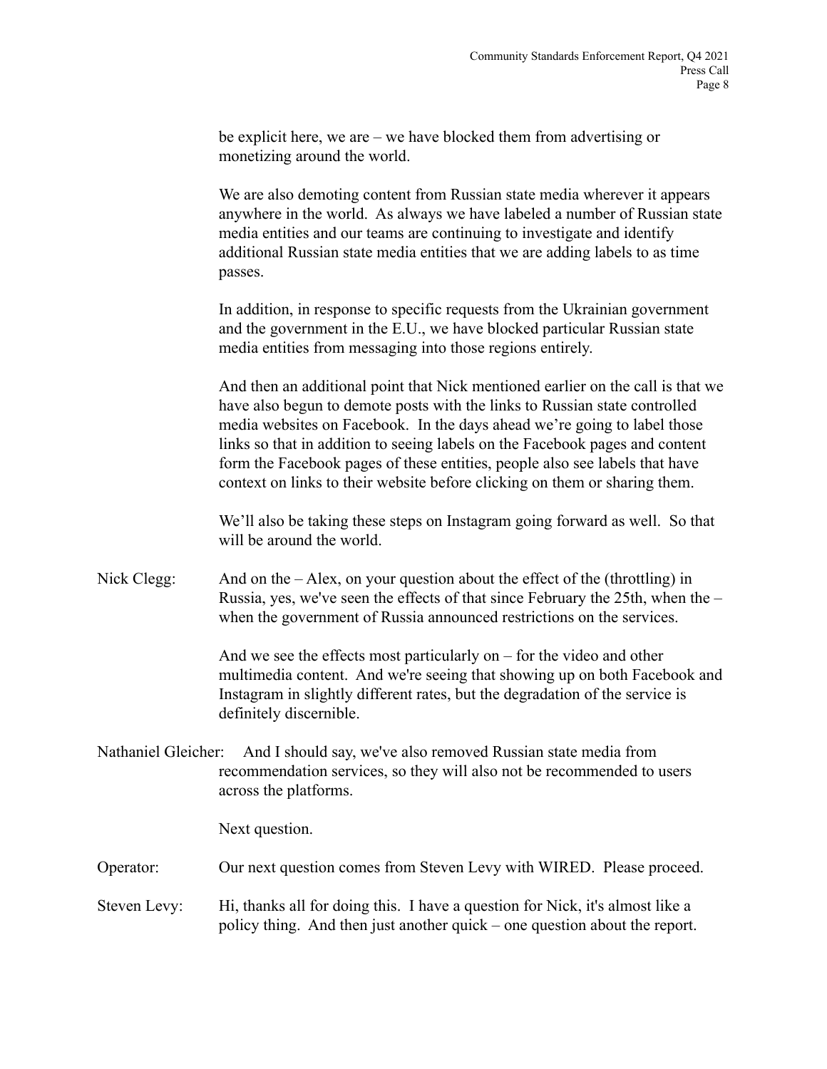be explicit here, we are – we have blocked them from advertising or monetizing around the world.

We are also demoting content from Russian state media wherever it appears anywhere in the world. As always we have labeled a number of Russian state media entities and our teams are continuing to investigate and identify additional Russian state media entities that we are adding labels to as time passes.

In addition, in response to specific requests from the Ukrainian government and the government in the E.U., we have blocked particular Russian state media entities from messaging into those regions entirely.

And then an additional point that Nick mentioned earlier on the call is that we have also begun to demote posts with the links to Russian state controlled media websites on Facebook. In the days ahead we're going to label those links so that in addition to seeing labels on the Facebook pages and content form the Facebook pages of these entities, people also see labels that have context on links to their website before clicking on them or sharing them.

We'll also be taking these steps on Instagram going forward as well. So that will be around the world.

Nick Clegg: And on the – Alex, on your question about the effect of the (throttling) in Russia, yes, we've seen the effects of that since February the 25th, when the – when the government of Russia announced restrictions on the services.

And we see the effects most particularly on – for the video and other multimedia content. And we're seeing that showing up on both Facebook and Instagram in slightly different rates, but the degradation of the service is definitely discernible.

Nathaniel Gleicher: And I should say, we've also removed Russian state media from recommendation services, so they will also not be recommended to users across the platforms.

Next question.

Operator: Our next question comes from Steven Levy with WIRED. Please proceed.

Steven Levy: Hi, thanks all for doing this. I have a question for Nick, it's almost like a policy thing. And then just another quick – one question about the report.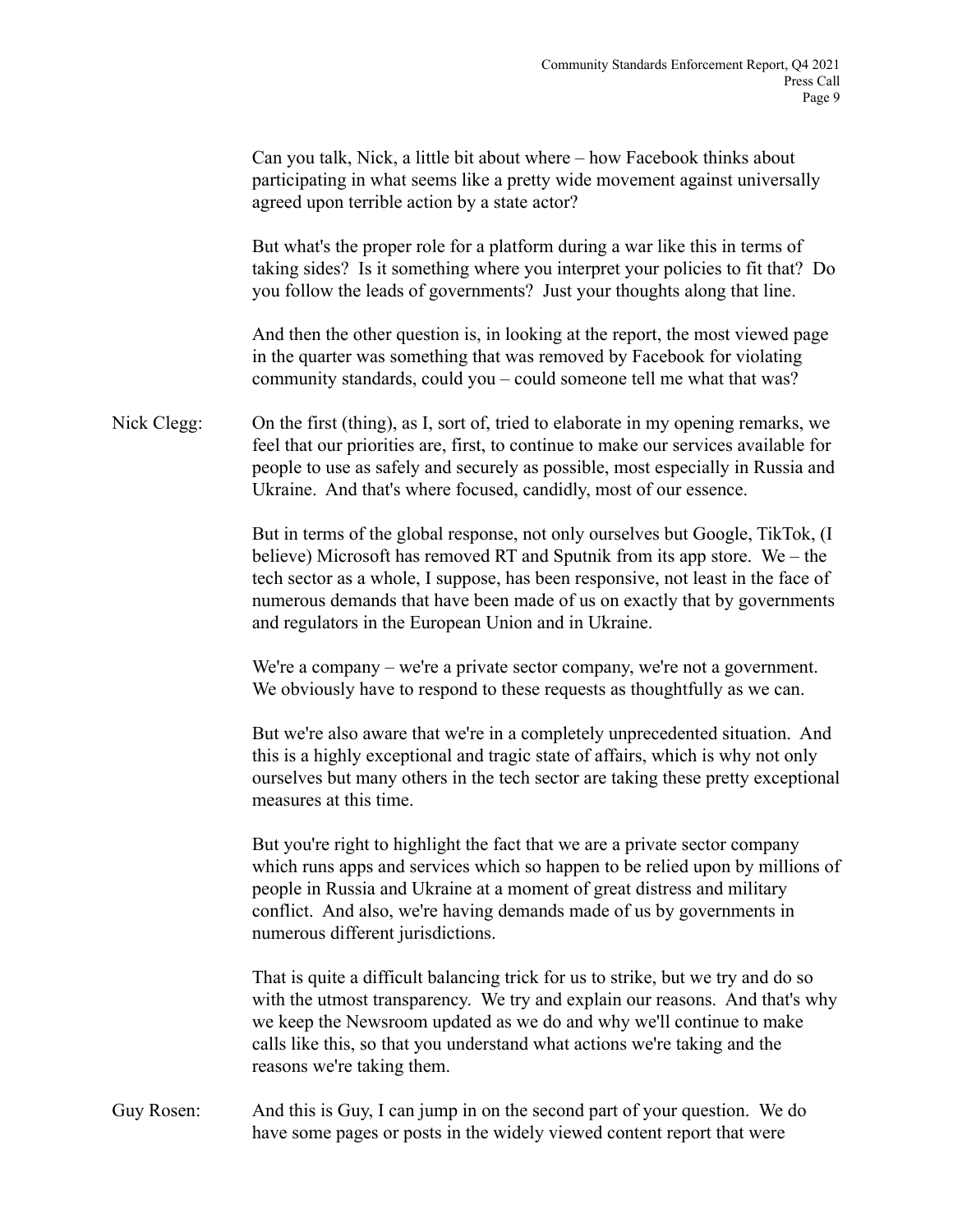Can you talk, Nick, a little bit about where – how Facebook thinks about participating in what seems like a pretty wide movement against universally agreed upon terrible action by a state actor?

But what's the proper role for a platform during a war like this in terms of taking sides? Is it something where you interpret your policies to fit that? Do you follow the leads of governments? Just your thoughts along that line.

And then the other question is, in looking at the report, the most viewed page in the quarter was something that was removed by Facebook for violating community standards, could you – could someone tell me what that was?

Nick Clegg: On the first (thing), as I, sort of, tried to elaborate in my opening remarks, we feel that our priorities are, first, to continue to make our services available for people to use as safely and securely as possible, most especially in Russia and Ukraine. And that's where focused, candidly, most of our essence.

But in terms of the global response, not only ourselves but Google, TikTok, (I believe) Microsoft has removed RT and Sputnik from its app store. We – the tech sector as a whole, I suppose, has been responsive, not least in the face of numerous demands that have been made of us on exactly that by governments and regulators in the European Union and in Ukraine.

We're a company – we're a private sector company, we're not a government. We obviously have to respond to these requests as thoughtfully as we can.

But we're also aware that we're in a completely unprecedented situation. And this is a highly exceptional and tragic state of affairs, which is why not only ourselves but many others in the tech sector are taking these pretty exceptional measures at this time.

But you're right to highlight the fact that we are a private sector company which runs apps and services which so happen to be relied upon by millions of people in Russia and Ukraine at a moment of great distress and military conflict. And also, we're having demands made of us by governments in numerous different jurisdictions.

That is quite a difficult balancing trick for us to strike, but we try and do so with the utmost transparency. We try and explain our reasons. And that's why we keep the Newsroom updated as we do and why we'll continue to make calls like this, so that you understand what actions we're taking and the reasons we're taking them.

Guy Rosen: And this is Guy, I can jump in on the second part of your question. We do have some pages or posts in the widely viewed content report that were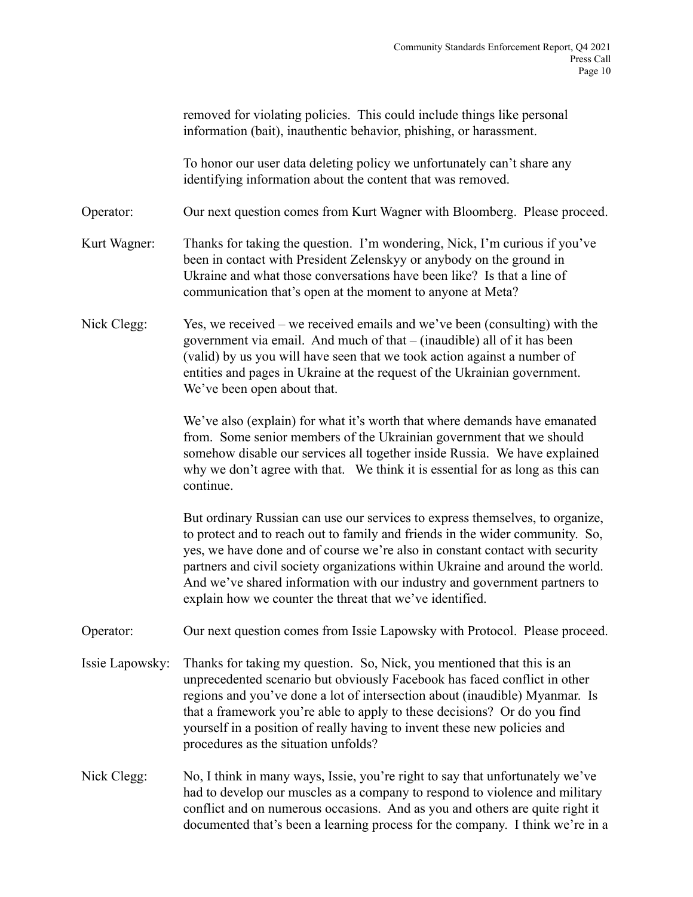removed for violating policies. This could include things like personal information (bait), inauthentic behavior, phishing, or harassment.

To honor our user data deleting policy we unfortunately can't share any identifying information about the content that was removed.

Operator: Our next question comes from Kurt Wagner with Bloomberg. Please proceed.

Kurt Wagner: Thanks for taking the question. I'm wondering, Nick, I'm curious if you've been in contact with President Zelenskyy or anybody on the ground in Ukraine and what those conversations have been like? Is that a line of communication that's open at the moment to anyone at Meta?

Nick Clegg: Yes, we received – we received emails and we've been (consulting) with the government via email. And much of that – (inaudible) all of it has been (valid) by us you will have seen that we took action against a number of entities and pages in Ukraine at the request of the Ukrainian government. We've been open about that.

We've also (explain) for what it's worth that where demands have emanated from. Some senior members of the Ukrainian government that we should somehow disable our services all together inside Russia. We have explained why we don't agree with that. We think it is essential for as long as this can continue.

But ordinary Russian can use our services to express themselves, to organize, to protect and to reach out to family and friends in the wider community. So, yes, we have done and of course we're also in constant contact with security partners and civil society organizations within Ukraine and around the world. And we've shared information with our industry and government partners to explain how we counter the threat that we've identified.

Operator: Our next question comes from Issie Lapowsky with Protocol. Please proceed.

Issie Lapowsky: Thanks for taking my question. So, Nick, you mentioned that this is an unprecedented scenario but obviously Facebook has faced conflict in other regions and you've done a lot of intersection about (inaudible) Myanmar. Is that a framework you're able to apply to these decisions? Or do you find yourself in a position of really having to invent these new policies and procedures as the situation unfolds?

Nick Clegg: No, I think in many ways, Issie, you're right to say that unfortunately we've had to develop our muscles as a company to respond to violence and military conflict and on numerous occasions. And as you and others are quite right it documented that's been a learning process for the company. I think we're in a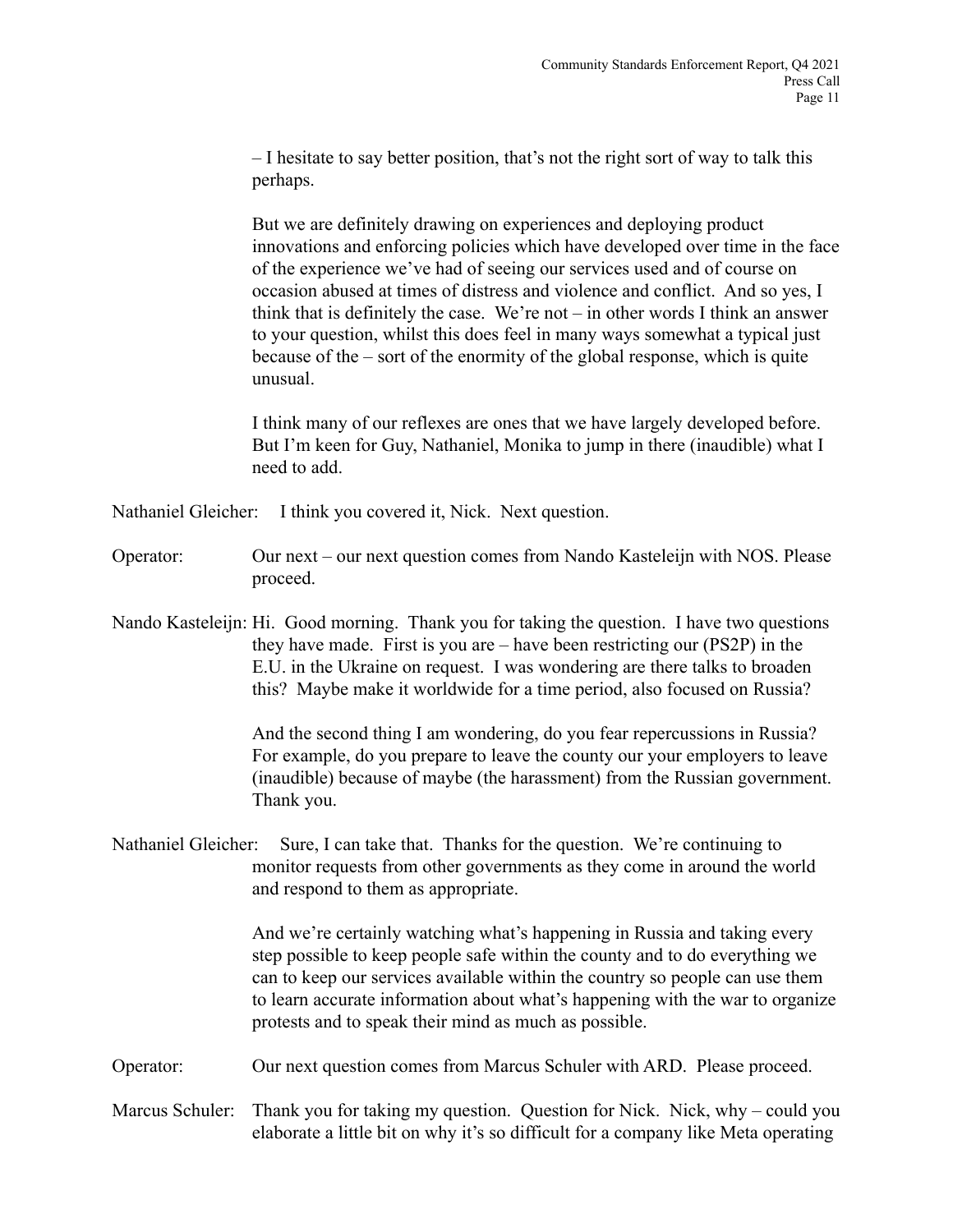– I hesitate to say better position, that's not the right sort of way to talk this perhaps.

But we are definitely drawing on experiences and deploying product innovations and enforcing policies which have developed over time in the face of the experience we've had of seeing our services used and of course on occasion abused at times of distress and violence and conflict. And so yes, I think that is definitely the case. We're not – in other words I think an answer to your question, whilst this does feel in many ways somewhat a typical just because of the – sort of the enormity of the global response, which is quite unusual.

I think many of our reflexes are ones that we have largely developed before. But I'm keen for Guy, Nathaniel, Monika to jump in there (inaudible) what I need to add.

Nathaniel Gleicher: I think you covered it, Nick. Next question.

Operator: Our next – our next question comes from Nando Kasteleijn with NOS. Please proceed.

Nando Kasteleijn: Hi. Good morning. Thank you for taking the question. I have two questions they have made. First is you are – have been restricting our (PS2P) in the E.U. in the Ukraine on request. I was wondering are there talks to broaden this? Maybe make it worldwide for a time period, also focused on Russia?

And the second thing I am wondering, do you fear repercussions in Russia? For example, do you prepare to leave the county our your employers to leave (inaudible) because of maybe (the harassment) from the Russian government. Thank you.

Nathaniel Gleicher: Sure, I can take that. Thanks for the question. We're continuing to monitor requests from other governments as they come in around the world and respond to them as appropriate.

And we're certainly watching what's happening in Russia and taking every step possible to keep people safe within the county and to do everything we can to keep our services available within the country so people can use them to learn accurate information about what's happening with the war to organize protests and to speak their mind as much as possible.

Operator: Our next question comes from Marcus Schuler with ARD. Please proceed.

Marcus Schuler: Thank you for taking my question. Question for Nick. Nick, why – could you elaborate a little bit on why it's so difficult for a company like Meta operating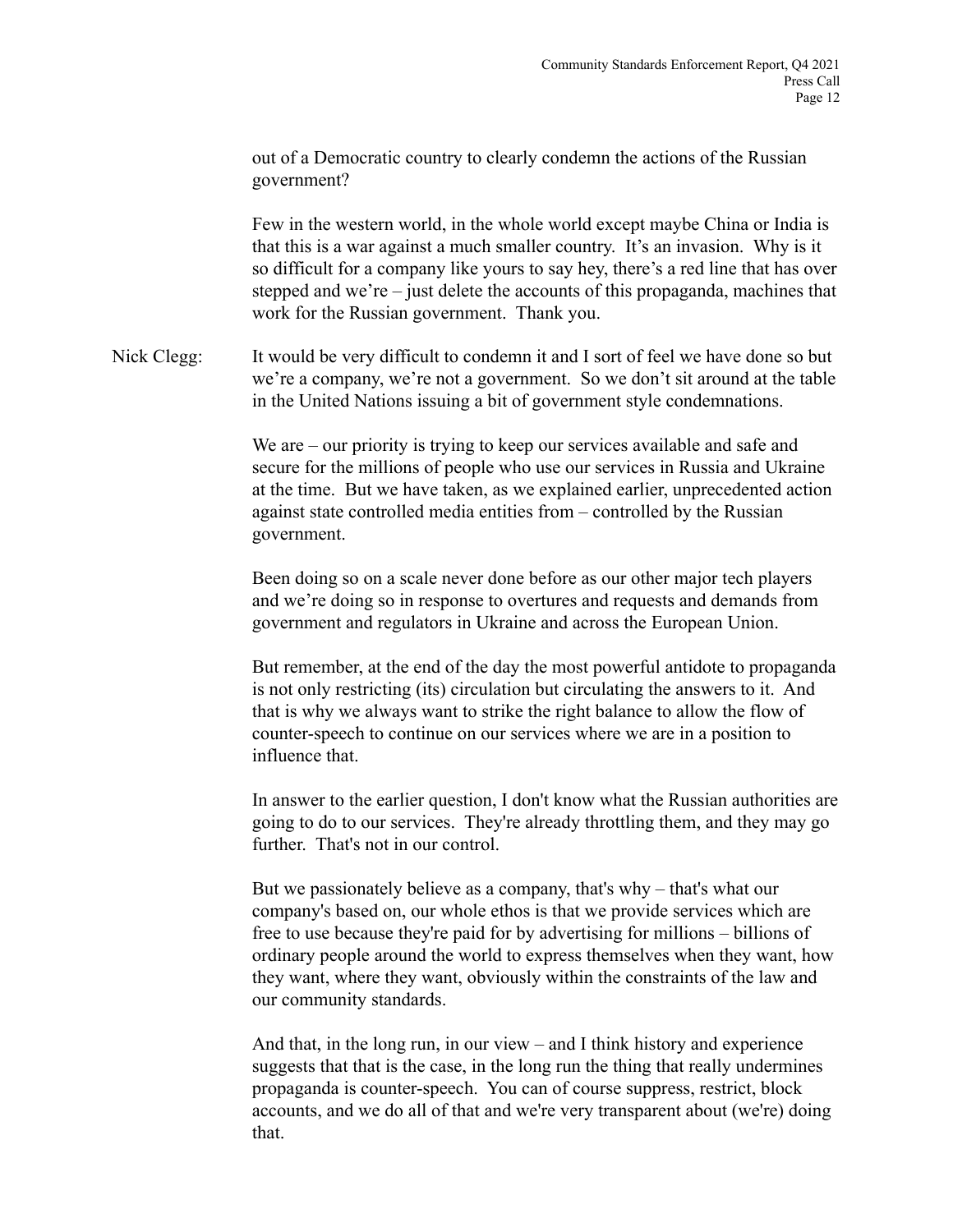out of a Democratic country to clearly condemn the actions of the Russian government?

Few in the western world, in the whole world except maybe China or India is that this is a war against a much smaller country. It's an invasion. Why is it so difficult for a company like yours to say hey, there's a red line that has over stepped and we're – just delete the accounts of this propaganda, machines that work for the Russian government. Thank you.

Nick Clegg: It would be very difficult to condemn it and I sort of feel we have done so but we're a company, we're not a government. So we don't sit around at the table in the United Nations issuing a bit of government style condemnations.

We are – our priority is trying to keep our services available and safe and secure for the millions of people who use our services in Russia and Ukraine at the time. But we have taken, as we explained earlier, unprecedented action against state controlled media entities from – controlled by the Russian government.

Been doing so on a scale never done before as our other major tech players and we're doing so in response to overtures and requests and demands from government and regulators in Ukraine and across the European Union.

But remember, at the end of the day the most powerful antidote to propaganda is not only restricting (its) circulation but circulating the answers to it. And that is why we always want to strike the right balance to allow the flow of counter-speech to continue on our services where we are in a position to influence that.

In answer to the earlier question, I don't know what the Russian authorities are going to do to our services. They're already throttling them, and they may go further. That's not in our control.

But we passionately believe as a company, that's why – that's what our company's based on, our whole ethos is that we provide services which are free to use because they're paid for by advertising for millions – billions of ordinary people around the world to express themselves when they want, how they want, where they want, obviously within the constraints of the law and our community standards.

And that, in the long run, in our view – and I think history and experience suggests that that is the case, in the long run the thing that really undermines propaganda is counter-speech. You can of course suppress, restrict, block accounts, and we do all of that and we're very transparent about (we're) doing that.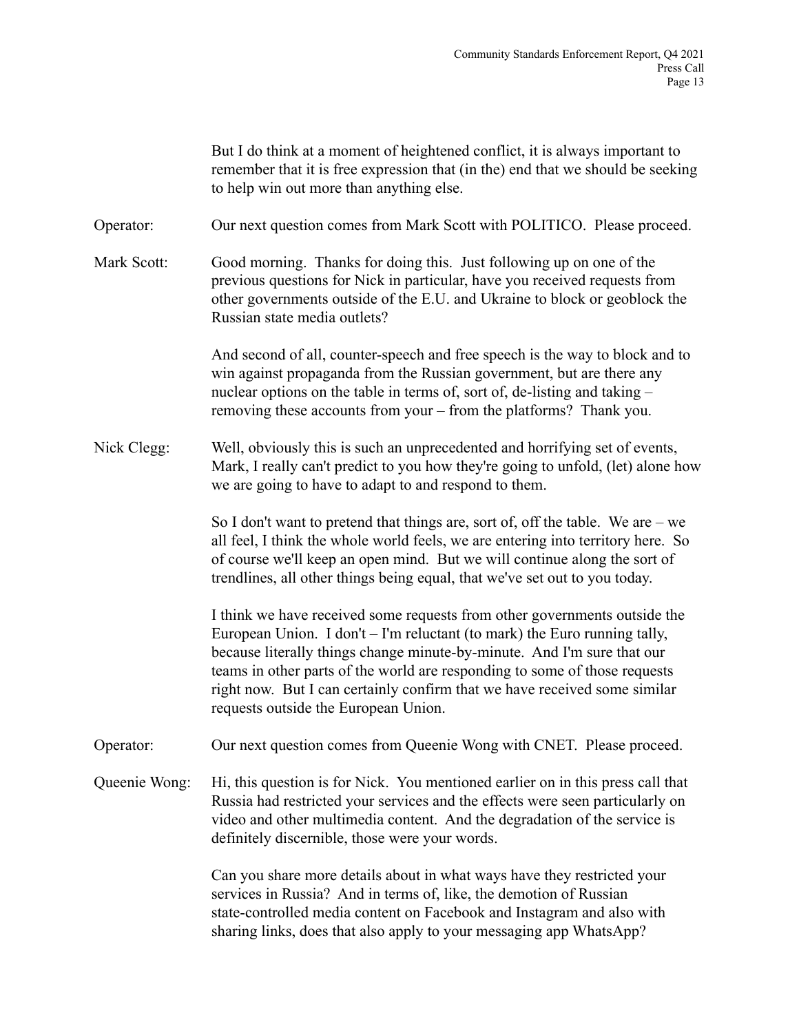But I do think at a moment of heightened conflict, it is always important to remember that it is free expression that (in the) end that we should be seeking to help win out more than anything else.

Operator: Our next question comes from Mark Scott with POLITICO. Please proceed.

Mark Scott: Good morning. Thanks for doing this. Just following up on one of the previous questions for Nick in particular, have you received requests from other governments outside of the E.U. and Ukraine to block or geoblock the Russian state media outlets?

And second of all, counter-speech and free speech is the way to block and to win against propaganda from the Russian government, but are there any nuclear options on the table in terms of, sort of, de-listing and taking – removing these accounts from your – from the platforms? Thank you.

Nick Clegg: Well, obviously this is such an unprecedented and horrifying set of events, Mark, I really can't predict to you how they're going to unfold, (let) alone how we are going to have to adapt to and respond to them.

So I don't want to pretend that things are, sort of, off the table. We are – we all feel, I think the whole world feels, we are entering into territory here. So of course we'll keep an open mind. But we will continue along the sort of trendlines, all other things being equal, that we've set out to you today.

I think we have received some requests from other governments outside the European Union. I don't – I'm reluctant (to mark) the Euro running tally, because literally things change minute-by-minute. And I'm sure that our teams in other parts of the world are responding to some of those requests right now. But I can certainly confirm that we have received some similar requests outside the European Union.

Operator: Our next question comes from Queenie Wong with CNET. Please proceed.

Queenie Wong: Hi, this question is for Nick. You mentioned earlier on in this press call that Russia had restricted your services and the effects were seen particularly on video and other multimedia content. And the degradation of the service is definitely discernible, those were your words.

Can you share more details about in what ways have they restricted your services in Russia? And in terms of, like, the demotion of Russian state-controlled media content on Facebook and Instagram and also with sharing links, does that also apply to your messaging app WhatsApp?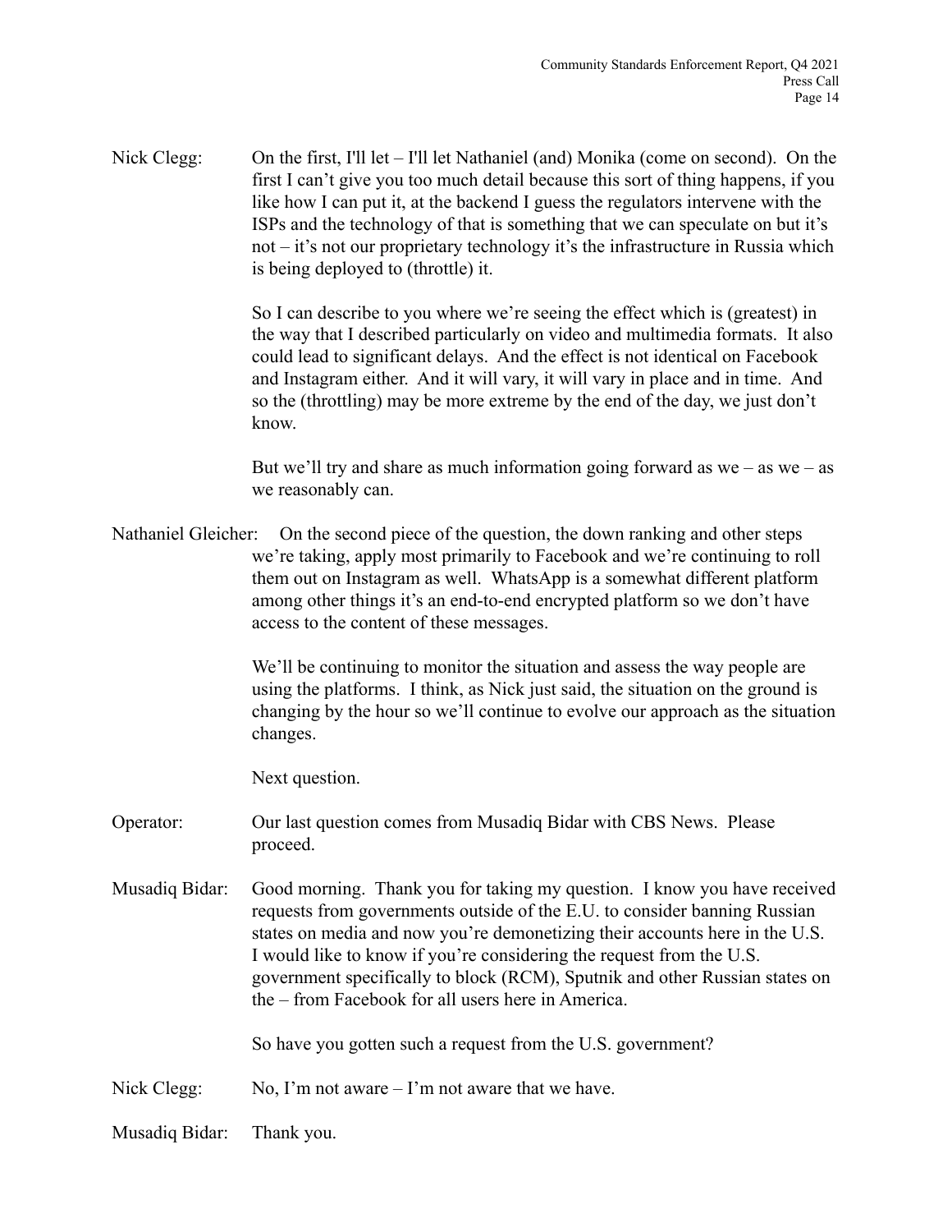Nick Clegg: On the first, I'll let – I'll let Nathaniel (and) Monika (come on second). On the first I can't give you too much detail because this sort of thing happens, if you like how I can put it, at the backend I guess the regulators intervene with the ISPs and the technology of that is something that we can speculate on but it's not – it's not our proprietary technology it's the infrastructure in Russia which is being deployed to (throttle) it.

So I can describe to you where we're seeing the effect which is (greatest) in the way that I described particularly on video and multimedia formats. It also could lead to significant delays. And the effect is not identical on Facebook and Instagram either. And it will vary, it will vary in place and in time. And so the (throttling) may be more extreme by the end of the day, we just don't know.

But we'll try and share as much information going forward as we – as we – as we reasonably can.

Nathaniel Gleicher: On the second piece of the question, the down ranking and other steps we're taking, apply most primarily to Facebook and we're continuing to roll them out on Instagram as well. WhatsApp is a somewhat different platform among other things it's an end-to-end encrypted platform so we don't have access to the content of these messages.

We'll be continuing to monitor the situation and assess the way people are using the platforms. I think, as Nick just said, the situation on the ground is changing by the hour so we'll continue to evolve our approach as the situation changes.

Next question.

Operator: Our last question comes from Musadiq Bidar with CBS News. Please proceed.

Musadiq Bidar: Good morning. Thank you for taking my question. I know you have received requests from governments outside of the E.U. to consider banning Russian states on media and now you're demonetizing their accounts here in the U.S. I would like to know if you're considering the request from the U.S. government specifically to block (RCM), Sputnik and other Russian states on the – from Facebook for all users here in America.

So have you gotten such a request from the U.S. government?

Nick Clegg: No, I'm not aware – I'm not aware that we have.

Musadiq Bidar: Thank you.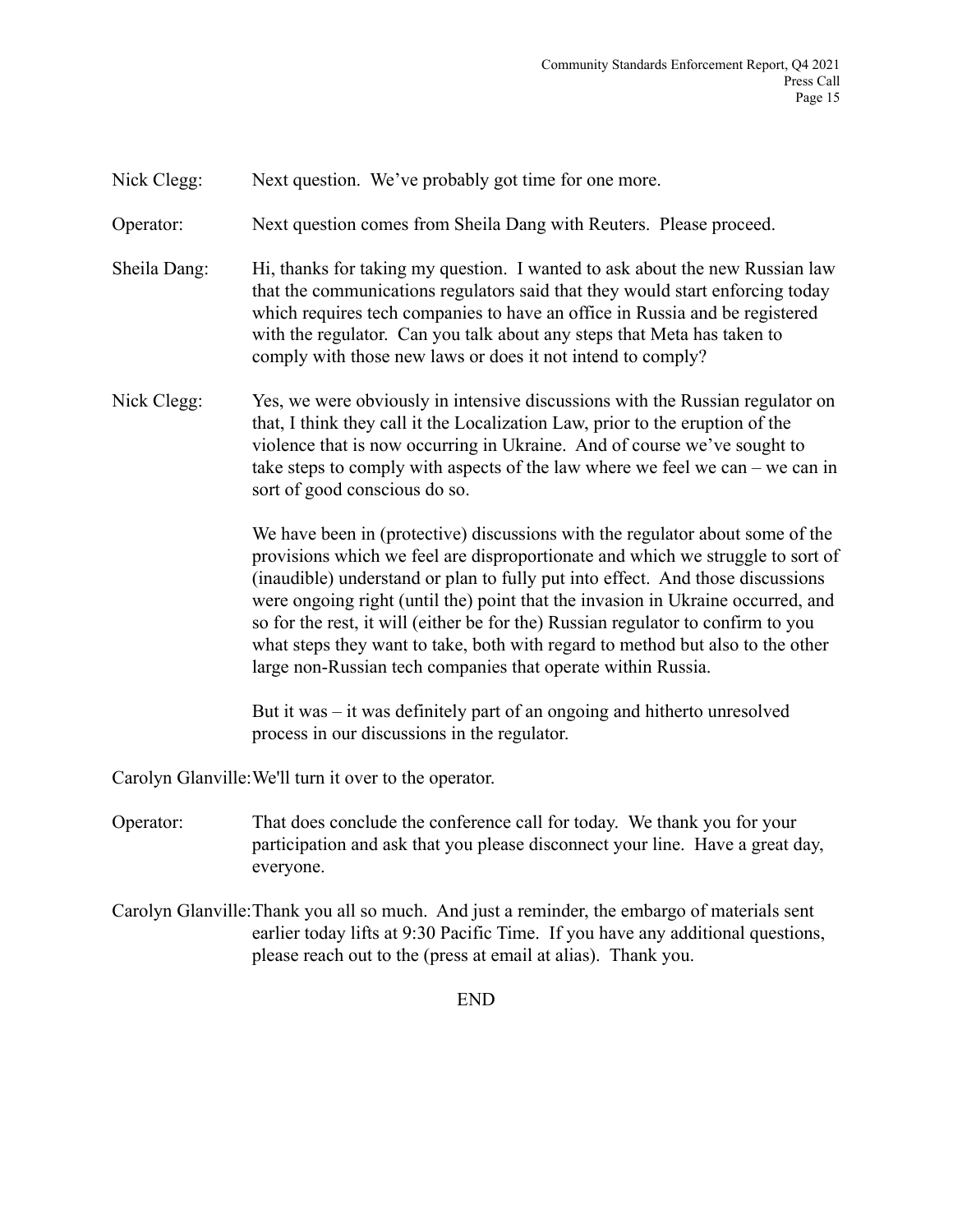Nick Clegg: Next question. We've probably got time for one more.

Operator: Next question comes from Sheila Dang with Reuters. Please proceed.

Sheila Dang: Hi, thanks for taking my question. I wanted to ask about the new Russian law that the communications regulators said that they would start enforcing today which requires tech companies to have an office in Russia and be registered with the regulator. Can you talk about any steps that Meta has taken to comply with those new laws or does it not intend to comply?

Nick Clegg: Yes, we were obviously in intensive discussions with the Russian regulator on that, I think they call it the Localization Law, prior to the eruption of the violence that is now occurring in Ukraine. And of course we've sought to take steps to comply with aspects of the law where we feel we can – we can in sort of good conscious do so.

We have been in (protective) discussions with the regulator about some of the provisions which we feel are disproportionate and which we struggle to sort of (inaudible) understand or plan to fully put into effect. And those discussions were ongoing right (until the) point that the invasion in Ukraine occurred, and so for the rest, it will (either be for the) Russian regulator to confirm to you what steps they want to take, both with regard to method but also to the other large non-Russian tech companies that operate within Russia.

But it was – it was definitely part of an ongoing and hitherto unresolved process in our discussions in the regulator.

Carolyn Glanville: We'll turn it over to the operator.

Operator: That does conclude the conference call for today. We thank you for your participation and ask that you please disconnect your line. Have a great day, everyone.

Carolyn Glanville: Thank you all so much. And just a reminder, the embargo of materials sent earlier today lifts at 9:30 Pacific Time. If you have any additional questions, please reach out to the (press at email at alias). Thank you.

END